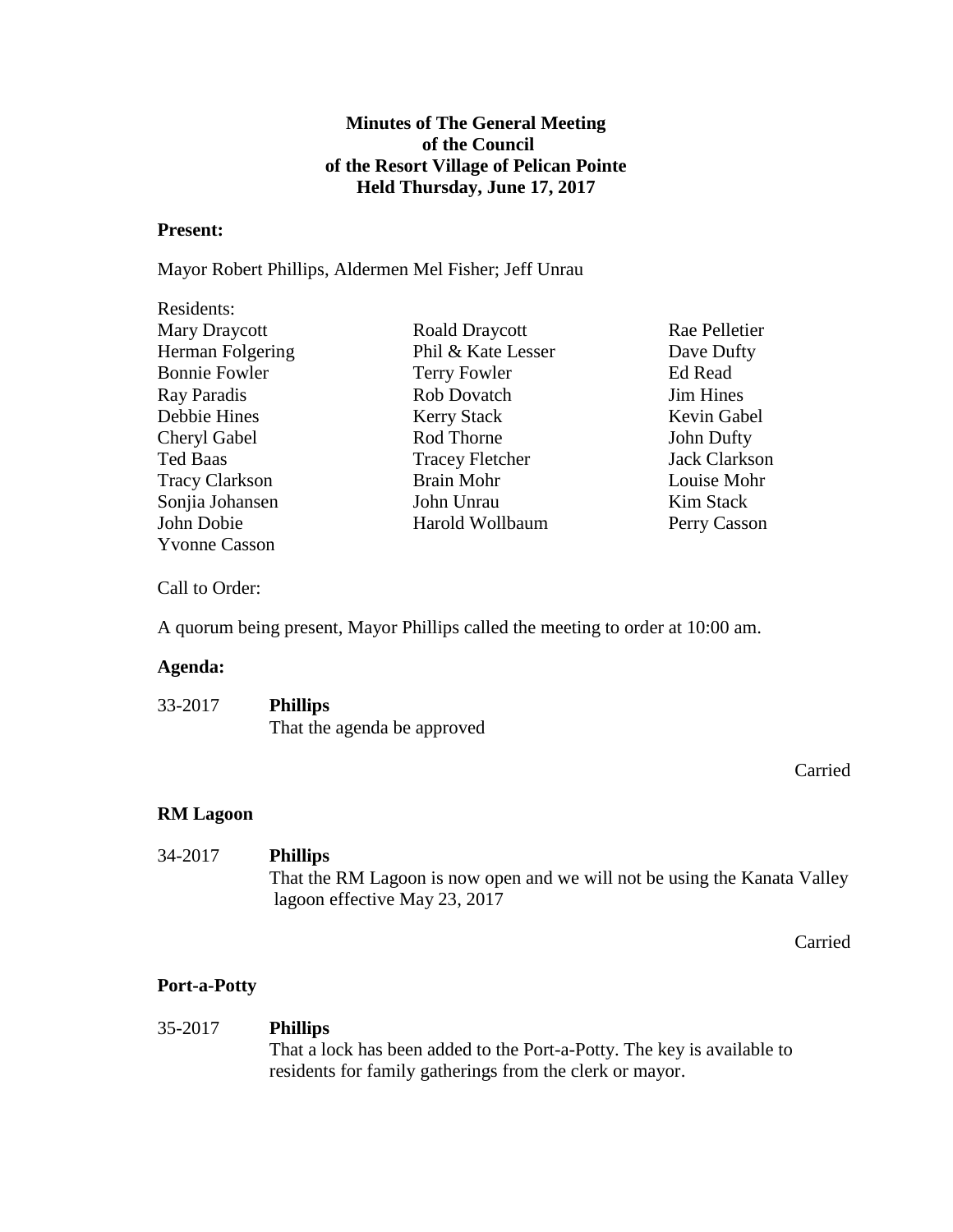**Minutes of The General Meeting**
**of the Council**
**of the Resort Village of Pelican Pointe**
**Held Thursday, June 17, 2017**

**Present:**

Mayor Robert Phillips, Aldermen Mel Fisher; Jeff Unrau

Residents:

| | | |
|---|---|---|
| Mary Draycott | Roald Draycott | Rae Pelletier |
| Herman Folgering | Phil & Kate Lesser | Dave Dufty |
| Bonnie Fowler | Terry Fowler | Ed Read |
| Ray Paradis | Rob Dovatch | Jim Hines |
| Debbie Hines | Kerry Stack | Kevin Gabel |
| Cheryl Gabel | Rod Thorne | John Dufty |
| Ted Baas | Tracey Fletcher | Jack Clarkson |
| Tracy Clarkson | Brain Mohr | Louise Mohr |
| Sonjia Johansen | John Unrau | Kim Stack |
| John Dobie | Harold Wollbaum | Perry Casson |
| Yvonne Casson | | |

Call to Order:

A quorum being present, Mayor Phillips called the meeting to order at 10:00 am.

**Agenda:**

33-2017 **Phillips**
That the agenda be approved

Carried

**RM Lagoon**

34-2017 **Phillips**
That the RM Lagoon is now open and we will not be using the Kanata Valley lagoon effective May 23, 2017

Carried

**Port-a-Potty**

35-2017 **Phillips**
That a lock has been added to the Port-a-Potty. The key is available to residents for family gatherings from the clerk or mayor.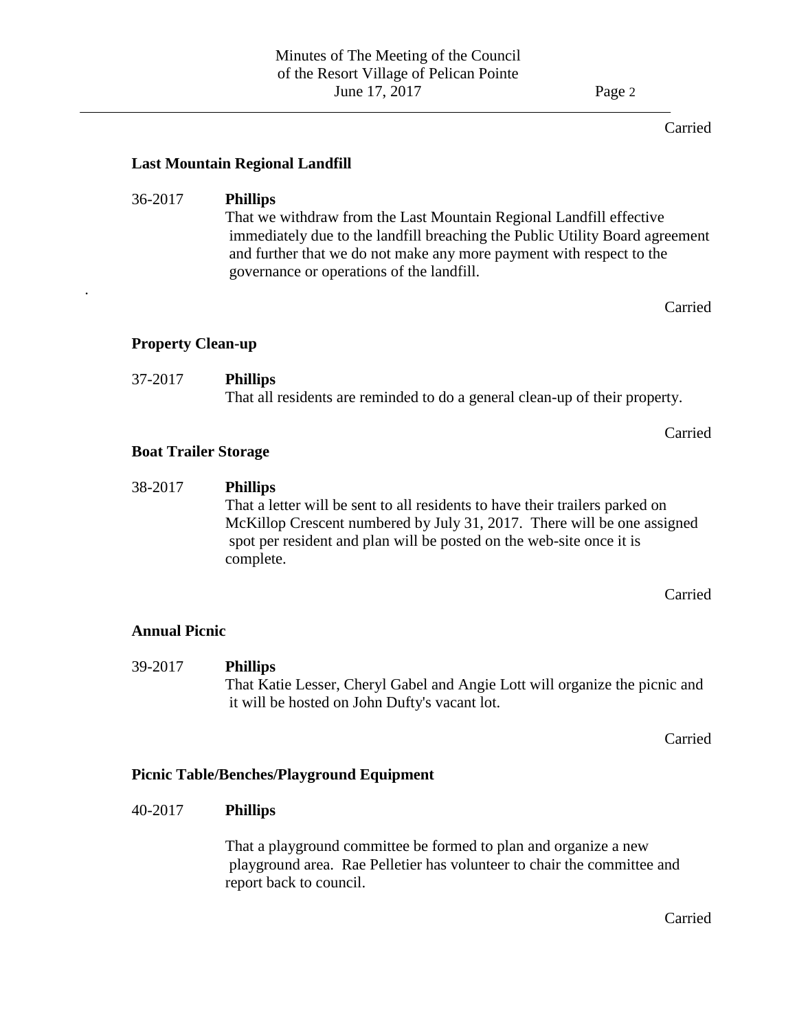Carried

**Last Mountain Regional Landfill**

36-2017 **Phillips**
That we withdraw from the Last Mountain Regional Landfill effective immediately due to the landfill breaching the Public Utility Board agreement and further that we do not make any more payment with respect to the governance or operations of the landfill.

.

Carried

**Property Clean-up**

37-2017 **Phillips**
That all residents are reminded to do a general clean-up of their property.

Carried

**Boat Trailer Storage**

38-2017 **Phillips**
That a letter will be sent to all residents to have their trailers parked on McKillop Crescent numbered by July 31, 2017. There will be one assigned spot per resident and plan will be posted on the web-site once it is complete.

Carried

**Annual Picnic**

39-2017 **Phillips**
That Katie Lesser, Cheryl Gabel and Angie Lott will organize the picnic and it will be hosted on John Dufty's vacant lot.

Carried

**Picnic Table/Benches/Playground Equipment**

40-2017 **Phillips**

That a playground committee be formed to plan and organize a new playground area. Rae Pelletier has volunteer to chair the committee and report back to council.

Carried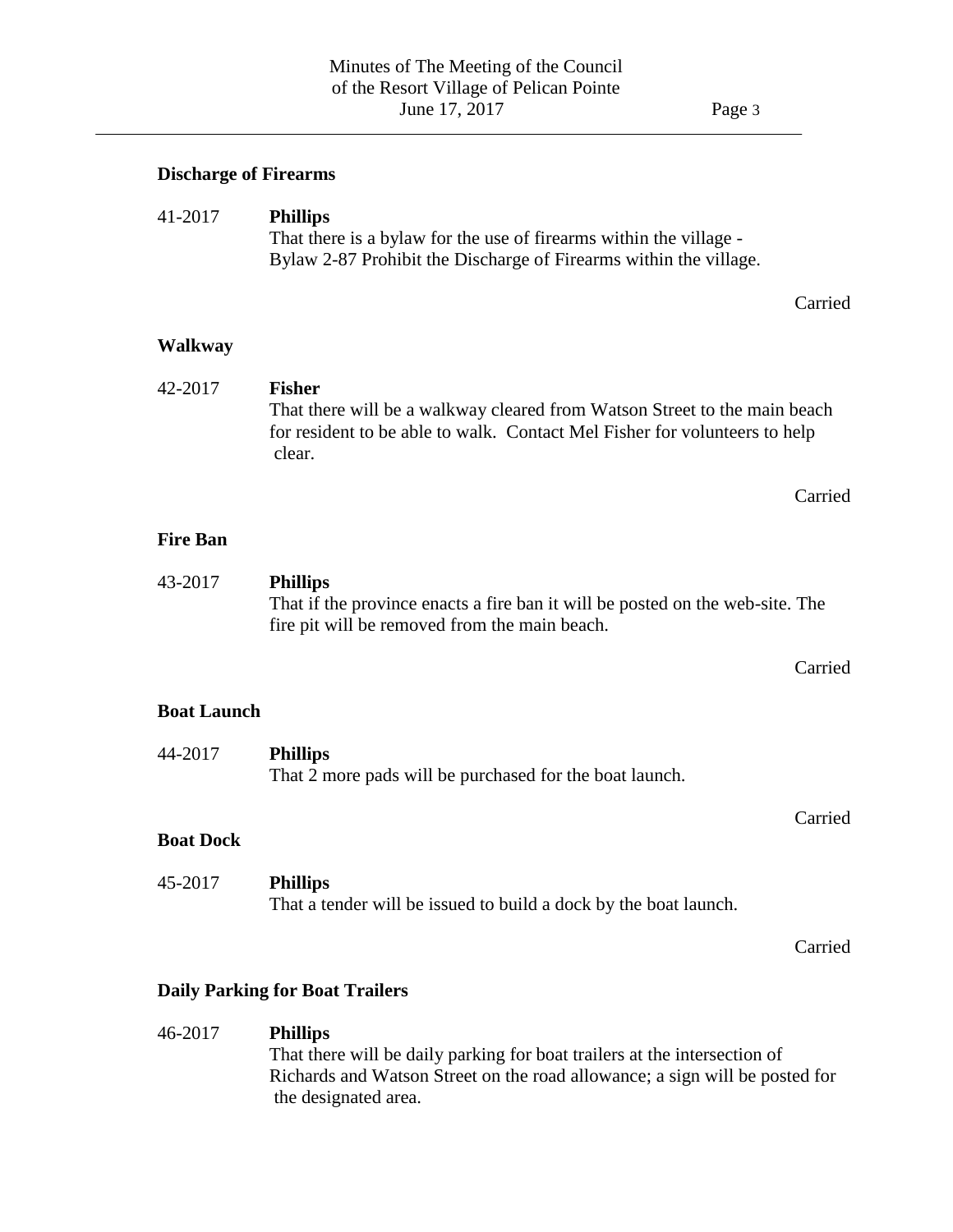**Discharge of Firearms**

41-2017 **Phillips**
That there is a bylaw for the use of firearms within the village - Bylaw 2-87 Prohibit the Discharge of Firearms within the village.

Carried

**Walkway**

42-2017 **Fisher**
That there will be a walkway cleared from Watson Street to the main beach for resident to be able to walk. Contact Mel Fisher for volunteers to help clear.

Carried

**Fire Ban**

43-2017 **Phillips**
That if the province enacts a fire ban it will be posted on the web-site. The fire pit will be removed from the main beach.

Carried

**Boat Launch**

44-2017 **Phillips**
That 2 more pads will be purchased for the boat launch.

Carried

**Boat Dock**

45-2017 **Phillips**
That a tender will be issued to build a dock by the boat launch.

Carried

**Daily Parking for Boat Trailers**

46-2017 **Phillips**
That there will be daily parking for boat trailers at the intersection of Richards and Watson Street on the road allowance; a sign will be posted for the designated area.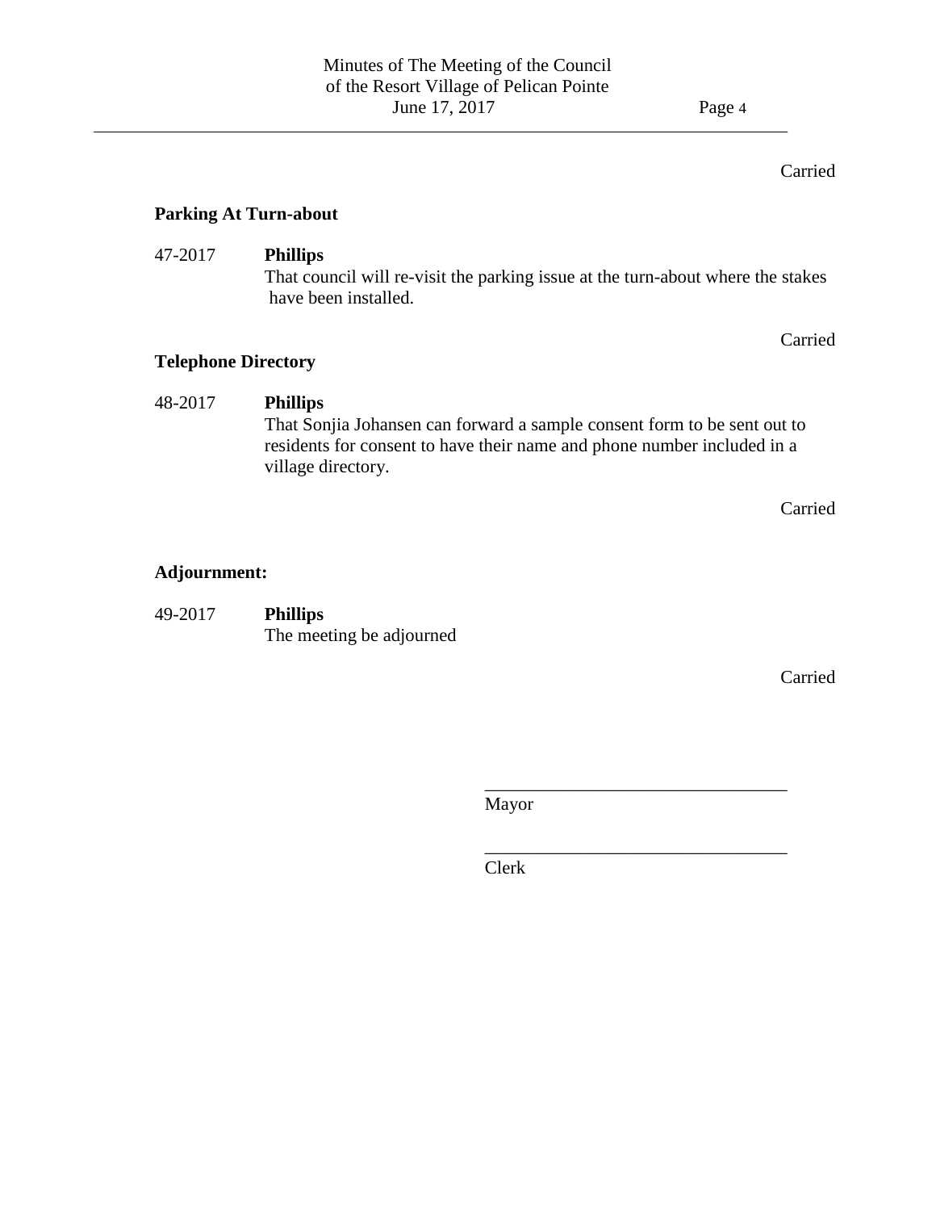Carried

**Parking At Turn-about**

47-2017 **Phillips**
That council will re-visit the parking issue at the turn-about where the stakes have been installed.

Carried

**Telephone Directory**

48-2017 **Phillips**
That Sonjia Johansen can forward a sample consent form to be sent out to residents for consent to have their name and phone number included in a village directory.

Carried

**Adjournment:**

49-2017 **Phillips**
The meeting be adjourned

Carried

\_\_\_\_\_\_\_\_\_\_\_\_\_\_\_\_\_\_\_\_\_\_\_\_\_\_\_\_\_\_\_\_
Mayor

\_\_\_\_\_\_\_\_\_\_\_\_\_\_\_\_\_\_\_\_\_\_\_\_\_\_\_\_\_\_\_\_
Clerk